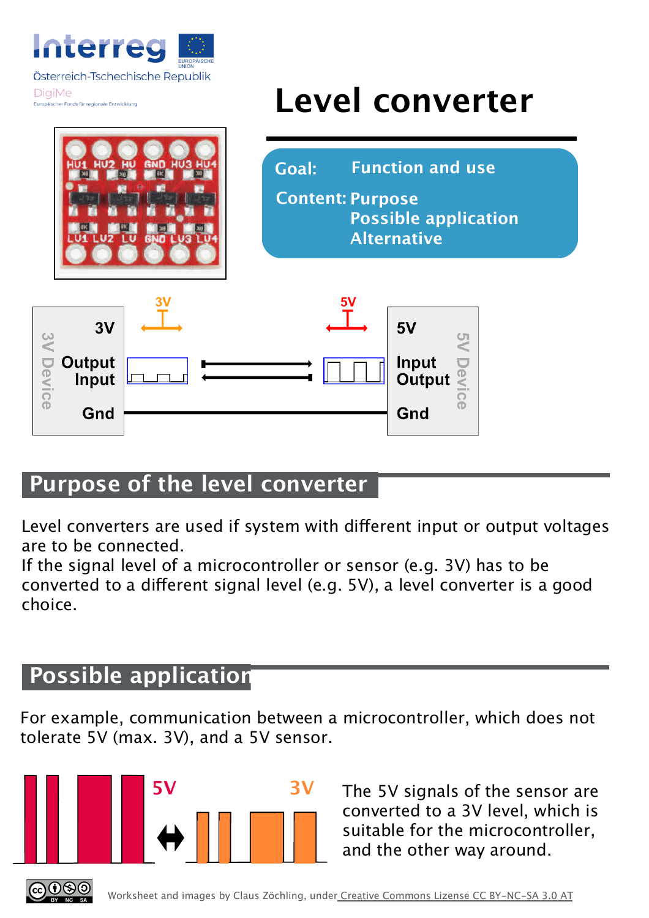Interreg

Österreich-Tschechische Republik

DigiMe

Europäischer Fonds für regionale Entwicklung

# Level converter

**Goal:** Function and use

**Content:** Purpose
Possible application
Alternative

## Purpose of the level converter

Level converters are used if system with different input or output voltages are to be connected.
If the signal level of a microcontroller or sensor (e.g. 3V) has to be converted to a different signal level (e.g. 5V), a level converter is a good choice.

## Possible application

For example, communication between a microcontroller, which does not tolerate 5V (max. 3V), and a 5V sensor.

The 5V signals of the sensor are converted to a 3V level, which is suitable for the microcontroller, and the other way around.

Worksheet and images by Claus Zöchling, under Creative Commons Lizense CC BY-NC-SA 3.0 AT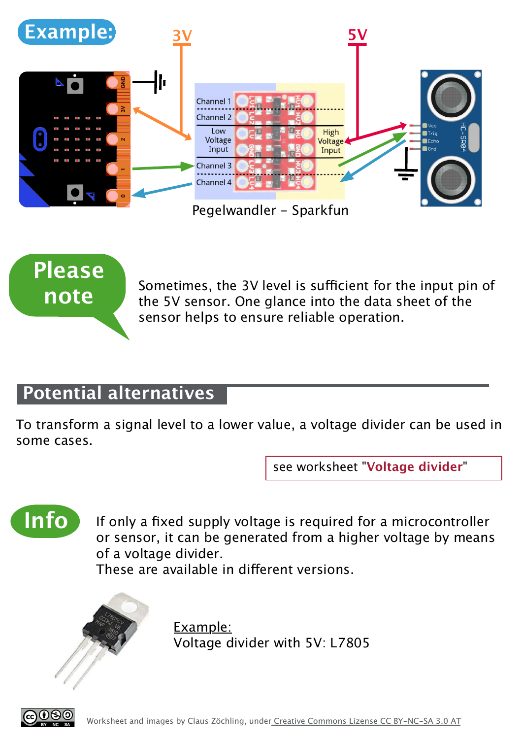**Example:**

3V

5V

Channel 1

Channel 2

Low Voltage Input

Channel 3

Channel 4

High Voltage Input

Pegelwandler – Sparkfun

**Please note**

Sometimes, the 3V level is sufficient for the input pin of the 5V sensor. One glance into the data sheet of the sensor helps to ensure reliable operation.

## Potential alternatives

To transform a signal level to a lower value, a voltage divider can be used in some cases.

see worksheet "**Voltage divider**"

**Info**

If only a fixed supply voltage is required for a microcontroller or sensor, it can be generated from a higher voltage by means of a voltage divider.
These are available in different versions.

Example:
Voltage divider with 5V: L7805

Worksheet and images by Claus Zöchling, under Creative Commons Lizense CC BY-NC-SA 3.0 AT